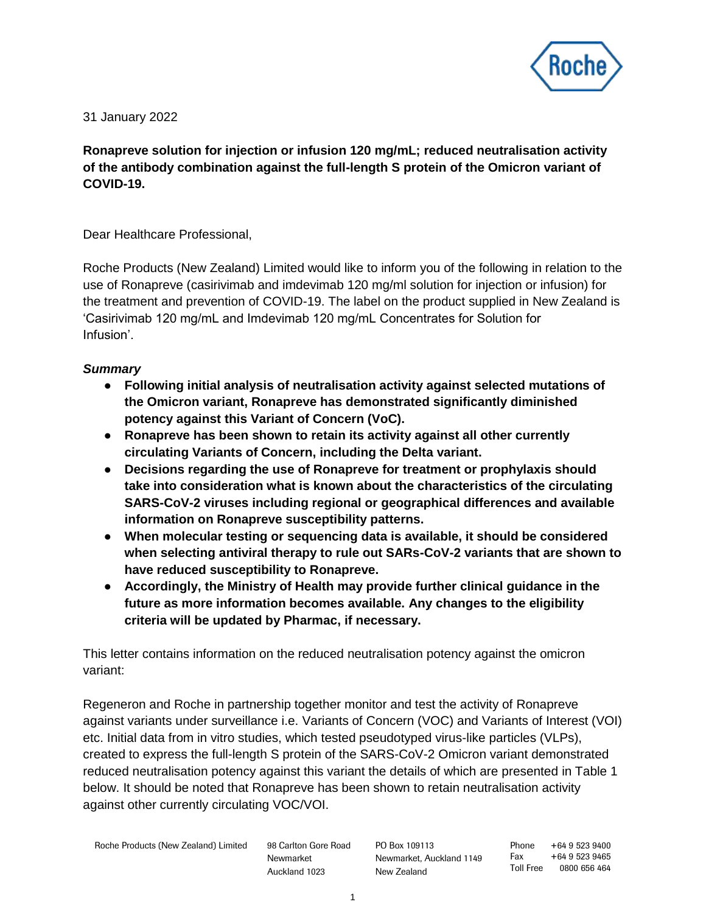31 January 2022

**Ronapreve solution for injection or infusion 120 mg/mL; reduced neutralisation activity of the antibody combination against the full-length S protein of the Omicron variant of COVID-19.**

Dear Healthcare Professional,

Roche Products (New Zealand) Limited would like to inform you of the following in relation to the use of Ronapreve (casirivimab and imdevimab 120 mg/ml solution for injection or infusion) for the treatment and prevention of COVID-19. The label on the product supplied in New Zealand is 'Casirivimab 120 mg/mL and Imdevimab 120 mg/mL Concentrates for Solution for Infusion'.

***Summary***

- **Following initial analysis of neutralisation activity against selected mutations of the Omicron variant, Ronapreve has demonstrated significantly diminished potency against this Variant of Concern (VoC).**
- **Ronapreve has been shown to retain its activity against all other currently circulating Variants of Concern, including the Delta variant.**
- **Decisions regarding the use of Ronapreve for treatment or prophylaxis should take into consideration what is known about the characteristics of the circulating SARS-CoV-2 viruses including regional or geographical differences and available information on Ronapreve susceptibility patterns.**
- **When molecular testing or sequencing data is available, it should be considered when selecting antiviral therapy to rule out SARs-CoV-2 variants that are shown to have reduced susceptibility to Ronapreve.**
- **Accordingly, the Ministry of Health may provide further clinical guidance in the future as more information becomes available. Any changes to the eligibility criteria will be updated by Pharmac, if necessary.**

This letter contains information on the reduced neutralisation potency against the omicron variant:

Regeneron and Roche in partnership together monitor and test the activity of Ronapreve against variants under surveillance i.e. Variants of Concern (VOC) and Variants of Interest (VOI) etc. Initial data from in vitro studies, which tested pseudotyped virus-like particles (VLPs), created to express the full-length S protein of the SARS-CoV-2 Omicron variant demonstrated reduced neutralisation potency against this variant the details of which are presented in Table 1 below. It should be noted that Ronapreve has been shown to retain neutralisation activity against other currently circulating VOC/VOI.

Roche Products (New Zealand) Limited | 98 Carlton Gore Road, Newmarket, Auckland 1023 | PO Box 109113, Newmarket, Auckland 1149, New Zealand | Phone +64 9 523 9400 | Fax +64 9 523 9465 | Toll Free 0800 656 464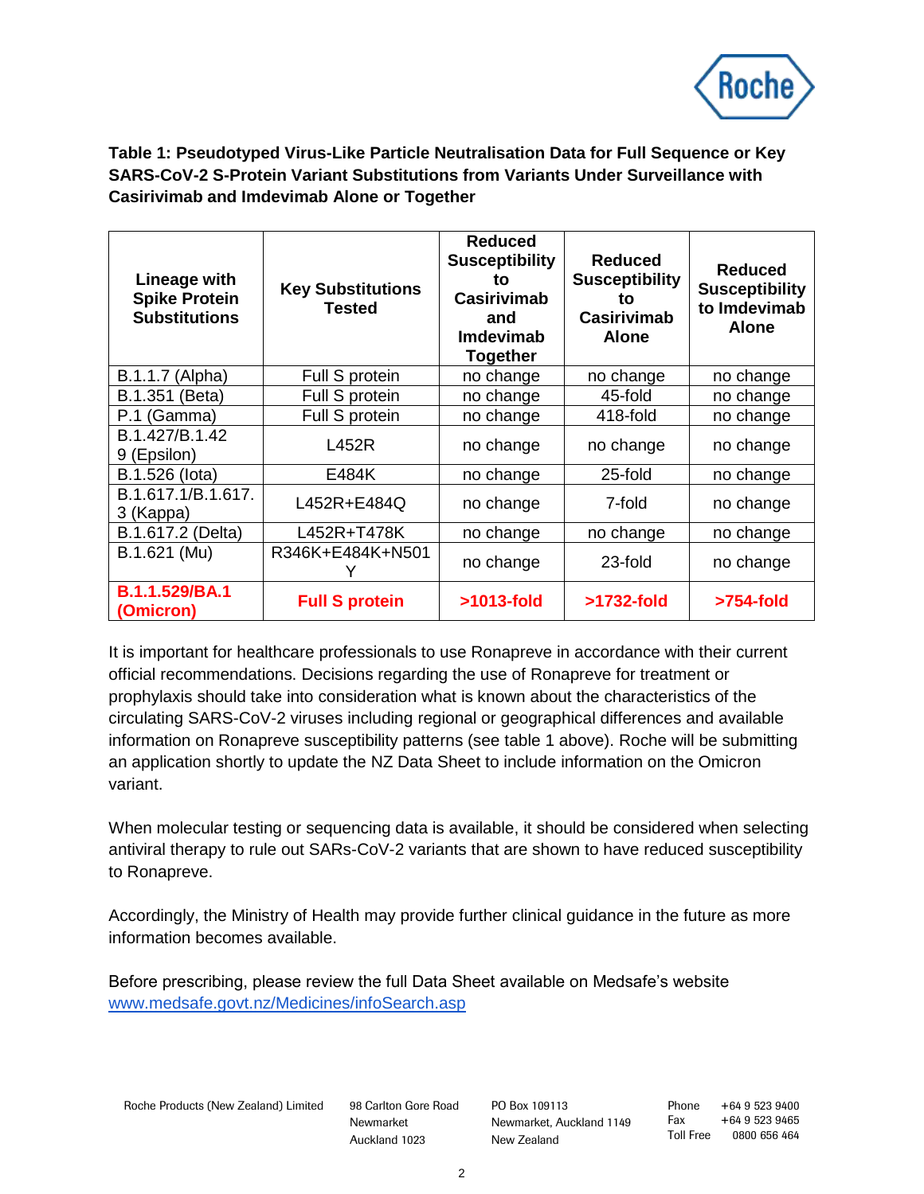**Table 1: Pseudotyped Virus-Like Particle Neutralisation Data for Full Sequence or Key SARS-CoV-2 S-Protein Variant Substitutions from Variants Under Surveillance with Casirivimab and Imdevimab Alone or Together**

| Lineage with Spike Protein Substitutions | Key Substitutions Tested | Reduced Susceptibility to Casirivimab and Imdevimab Together | Reduced Susceptibility to Casirivimab Alone | Reduced Susceptibility to Imdevimab Alone |
|---|---|---|---|---|
| B.1.1.7 (Alpha) | Full S protein | no change | no change | no change |
| B.1.351 (Beta) | Full S protein | no change | 45-fold | no change |
| P.1 (Gamma) | Full S protein | no change | 418-fold | no change |
| B.1.427/B.1.429 (Epsilon) | L452R | no change | no change | no change |
| B.1.526 (Iota) | E484K | no change | 25-fold | no change |
| B.1.617.1/B.1.617.3 (Kappa) | L452R+E484Q | no change | 7-fold | no change |
| B.1.617.2 (Delta) | L452R+T478K | no change | no change | no change |
| B.1.621 (Mu) | R346K+E484K+N501Y | no change | 23-fold | no change |
| **B.1.1.529/BA.1 (Omicron)** | **Full S protein** | **>1013-fold** | **>1732-fold** | **>754-fold** |

It is important for healthcare professionals to use Ronapreve in accordance with their current official recommendations. Decisions regarding the use of Ronapreve for treatment or prophylaxis should take into consideration what is known about the characteristics of the circulating SARS-CoV-2 viruses including regional or geographical differences and available information on Ronapreve susceptibility patterns (see table 1 above). Roche will be submitting an application shortly to update the NZ Data Sheet to include information on the Omicron variant.

When molecular testing or sequencing data is available, it should be considered when selecting antiviral therapy to rule out SARs-CoV-2 variants that are shown to have reduced susceptibility to Ronapreve.

Accordingly, the Ministry of Health may provide further clinical guidance in the future as more information becomes available.

Before prescribing, please review the full Data Sheet available on Medsafe's website [www.medsafe.govt.nz/Medicines/infoSearch.asp](www.medsafe.govt.nz/Medicines/infoSearch.asp)

Roche Products (New Zealand) Limited | 98 Carlton Gore Road, Newmarket, Auckland 1023 | PO Box 109113, Newmarket, Auckland 1149, New Zealand | Phone +64 9 523 9400 | Fax +64 9 523 9465 | Toll Free 0800 656 464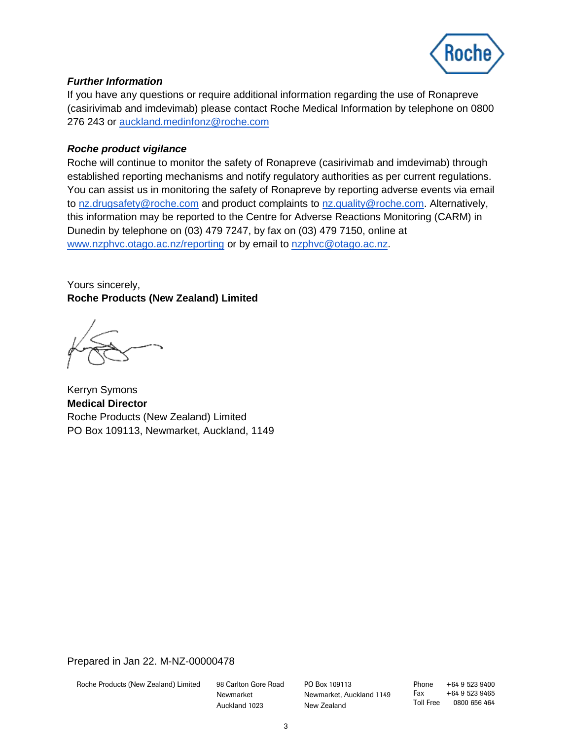***Further Information***

If you have any questions or require additional information regarding the use of Ronapreve (casirivimab and imdevimab) please contact Roche Medical Information by telephone on 0800 276 243 or auckland.medinfonz@roche.com

***Roche product vigilance***

Roche will continue to monitor the safety of Ronapreve (casirivimab and imdevimab) through established reporting mechanisms and notify regulatory authorities as per current regulations. You can assist us in monitoring the safety of Ronapreve by reporting adverse events via email to nz.drugsafety@roche.com and product complaints to nz.quality@roche.com. Alternatively, this information may be reported to the Centre for Adverse Reactions Monitoring (CARM) in Dunedin by telephone on (03) 479 7247, by fax on (03) 479 7150, online at www.nzphvc.otago.ac.nz/reporting or by email to nzphvc@otago.ac.nz.

Yours sincerely,
**Roche Products (New Zealand) Limited**

Kerryn Symons
**Medical Director**
Roche Products (New Zealand) Limited
PO Box 109113, Newmarket, Auckland, 1149

Prepared in Jan 22. M-NZ-00000478

Roche Products (New Zealand) Limited
98 Carlton Gore Road
Newmarket
Auckland 1023

PO Box 109113
Newmarket, Auckland 1149
New Zealand

Phone +64 9 523 9400
Fax +64 9 523 9465
Toll Free 0800 656 464